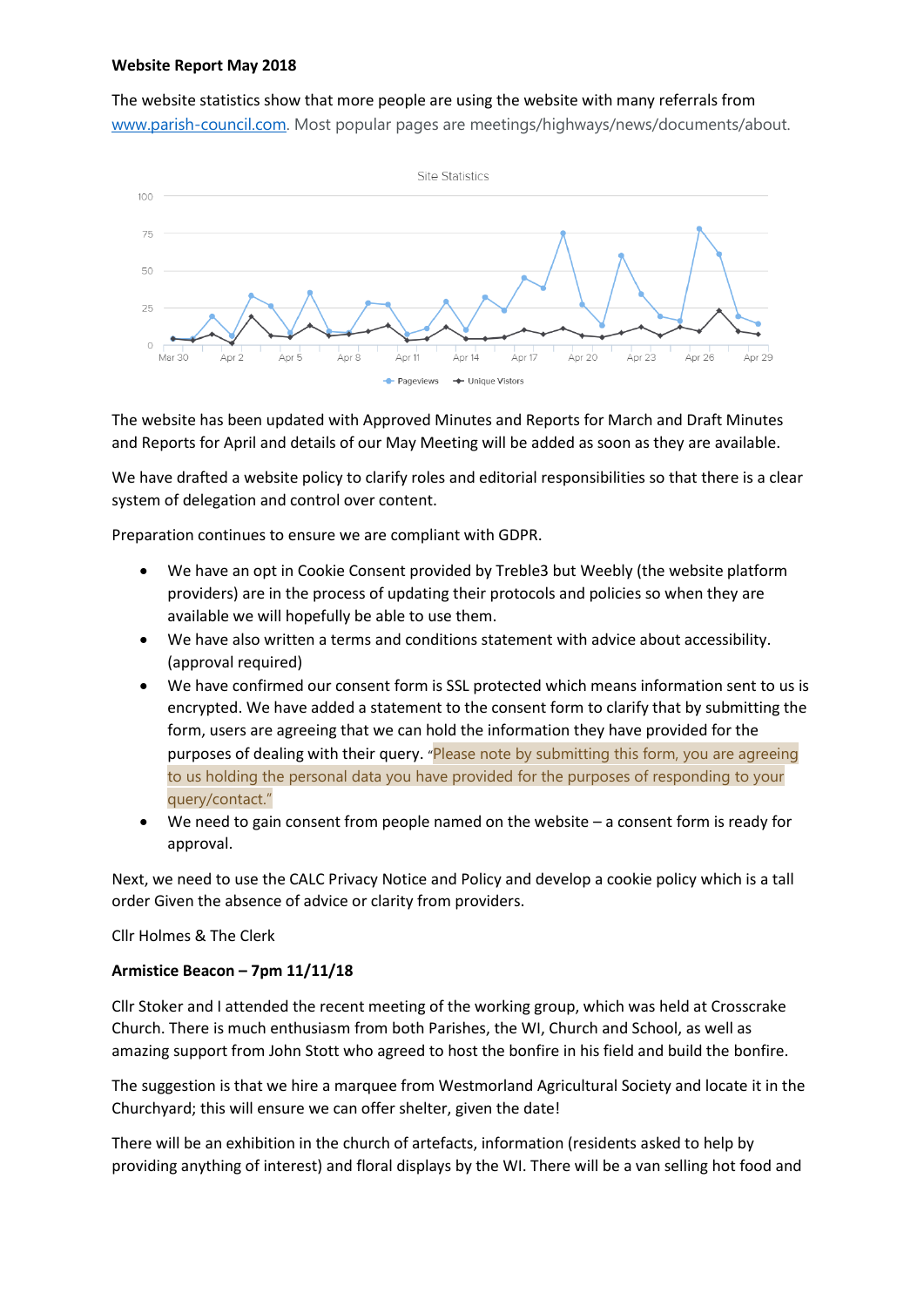**Website Report May 2018**

The website statistics show that more people are using the website with many referrals from www.parish-council.com. Most popular pages are meetings/highways/news/documents/about.

The website has been updated with Approved Minutes and Reports for March and Draft Minutes and Reports for April and details of our May Meeting will be added as soon as they are available.

We have drafted a website policy to clarify roles and editorial responsibilities so that there is a clear system of delegation and control over content.

Preparation continues to ensure we are compliant with GDPR.

- We have an opt in Cookie Consent provided by Treble3 but Weebly (the website platform providers) are in the process of updating their protocols and policies so when they are available we will hopefully be able to use them.
- We have also written a terms and conditions statement with advice about accessibility. (approval required)
- We have confirmed our consent form is SSL protected which means information sent to us is encrypted. We have added a statement to the consent form to clarify that by submitting the form, users are agreeing that we can hold the information they have provided for the purposes of dealing with their query. "Please note by submitting this form, you are agreeing to us holding the personal data you have provided for the purposes of responding to your query/contact."
- We need to gain consent from people named on the website – a consent form is ready for approval.

Next, we need to use the CALC Privacy Notice and Policy and develop a cookie policy which is a tall order Given the absence of advice or clarity from providers.

Cllr Holmes & The Clerk

**Armistice Beacon – 7pm 11/11/18**

Cllr Stoker and I attended the recent meeting of the working group, which was held at Crosscrake Church. There is much enthusiasm from both Parishes, the WI, Church and School, as well as amazing support from John Stott who agreed to host the bonfire in his field and build the bonfire.

The suggestion is that we hire a marquee from Westmorland Agricultural Society and locate it in the Churchyard; this will ensure we can offer shelter, given the date!

There will be an exhibition in the church of artefacts, information (residents asked to help by providing anything of interest) and floral displays by the WI. There will be a van selling hot food and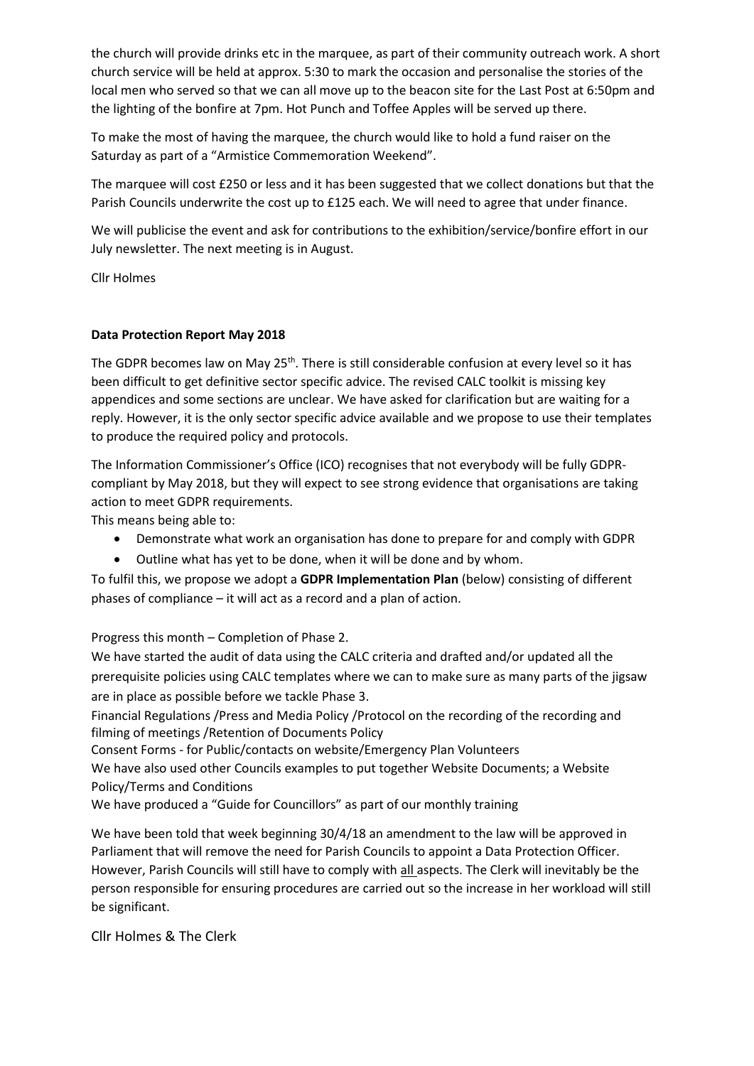the church will provide drinks etc in the marquee, as part of their community outreach work. A short church service will be held at approx. 5:30 to mark the occasion and personalise the stories of the local men who served so that we can all move up to the beacon site for the Last Post at 6:50pm and the lighting of the bonfire at 7pm. Hot Punch and Toffee Apples will be served up there.

To make the most of having the marquee, the church would like to hold a fund raiser on the Saturday as part of a "Armistice Commemoration Weekend".

The marquee will cost £250 or less and it has been suggested that we collect donations but that the Parish Councils underwrite the cost up to £125 each. We will need to agree that under finance.

We will publicise the event and ask for contributions to the exhibition/service/bonfire effort in our July newsletter. The next meeting is in August.

Cllr Holmes

**Data Protection Report May 2018**

The GDPR becomes law on May 25th. There is still considerable confusion at every level so it has been difficult to get definitive sector specific advice. The revised CALC toolkit is missing key appendices and some sections are unclear. We have asked for clarification but are waiting for a reply. However, it is the only sector specific advice available and we propose to use their templates to produce the required policy and protocols.

The Information Commissioner's Office (ICO) recognises that not everybody will be fully GDPR-compliant by May 2018, but they will expect to see strong evidence that organisations are taking action to meet GDPR requirements.
This means being able to:

- Demonstrate what work an organisation has done to prepare for and comply with GDPR
- Outline what has yet to be done, when it will be done and by whom.

To fulfil this, we propose we adopt a **GDPR Implementation Plan** (below) consisting of different phases of compliance – it will act as a record and a plan of action.

Progress this month – Completion of Phase 2.
We have started the audit of data using the CALC criteria and drafted and/or updated all the prerequisite policies using CALC templates where we can to make sure as many parts of the jigsaw are in place as possible before we tackle Phase 3.
Financial Regulations /Press and Media Policy /Protocol on the recording of the recording and filming of meetings /Retention of Documents Policy
Consent Forms - for Public/contacts on website/Emergency Plan Volunteers
We have also used other Councils examples to put together Website Documents; a Website Policy/Terms and Conditions
We have produced a "Guide for Councillors" as part of our monthly training

We have been told that week beginning 30/4/18 an amendment to the law will be approved in Parliament that will remove the need for Parish Councils to appoint a Data Protection Officer. However, Parish Councils will still have to comply with all aspects. The Clerk will inevitably be the person responsible for ensuring procedures are carried out so the increase in her workload will still be significant.

Cllr Holmes & The Clerk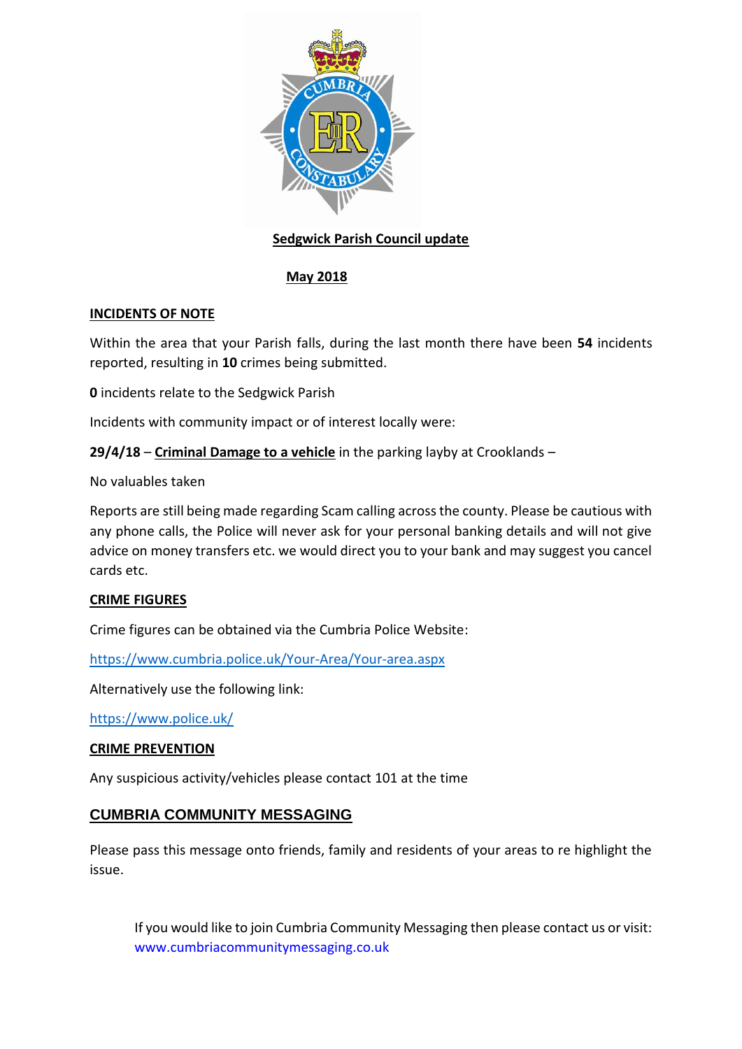**Sedgwick Parish Council update**

**May 2018**

## INCIDENTS OF NOTE

Within the area that your Parish falls, during the last month there have been **54** incidents reported, resulting in **10** crimes being submitted.

**0** incidents relate to the Sedgwick Parish

Incidents with community impact or of interest locally were:

**29/4/18** – **Criminal Damage to a vehicle** in the parking layby at Crooklands –

No valuables taken

Reports are still being made regarding Scam calling across the county. Please be cautious with any phone calls, the Police will never ask for your personal banking details and will not give advice on money transfers etc. we would direct you to your bank and may suggest you cancel cards etc.

## CRIME FIGURES

Crime figures can be obtained via the Cumbria Police Website:

https://www.cumbria.police.uk/Your-Area/Your-area.aspx

Alternatively use the following link:

https://www.police.uk/

## CRIME PREVENTION

Any suspicious activity/vehicles please contact 101 at the time

## CUMBRIA COMMUNITY MESSAGING

Please pass this message onto friends, family and residents of your areas to re highlight the issue.

If you would like to join Cumbria Community Messaging then please contact us or visit: www.cumbriacommunitymessaging.co.uk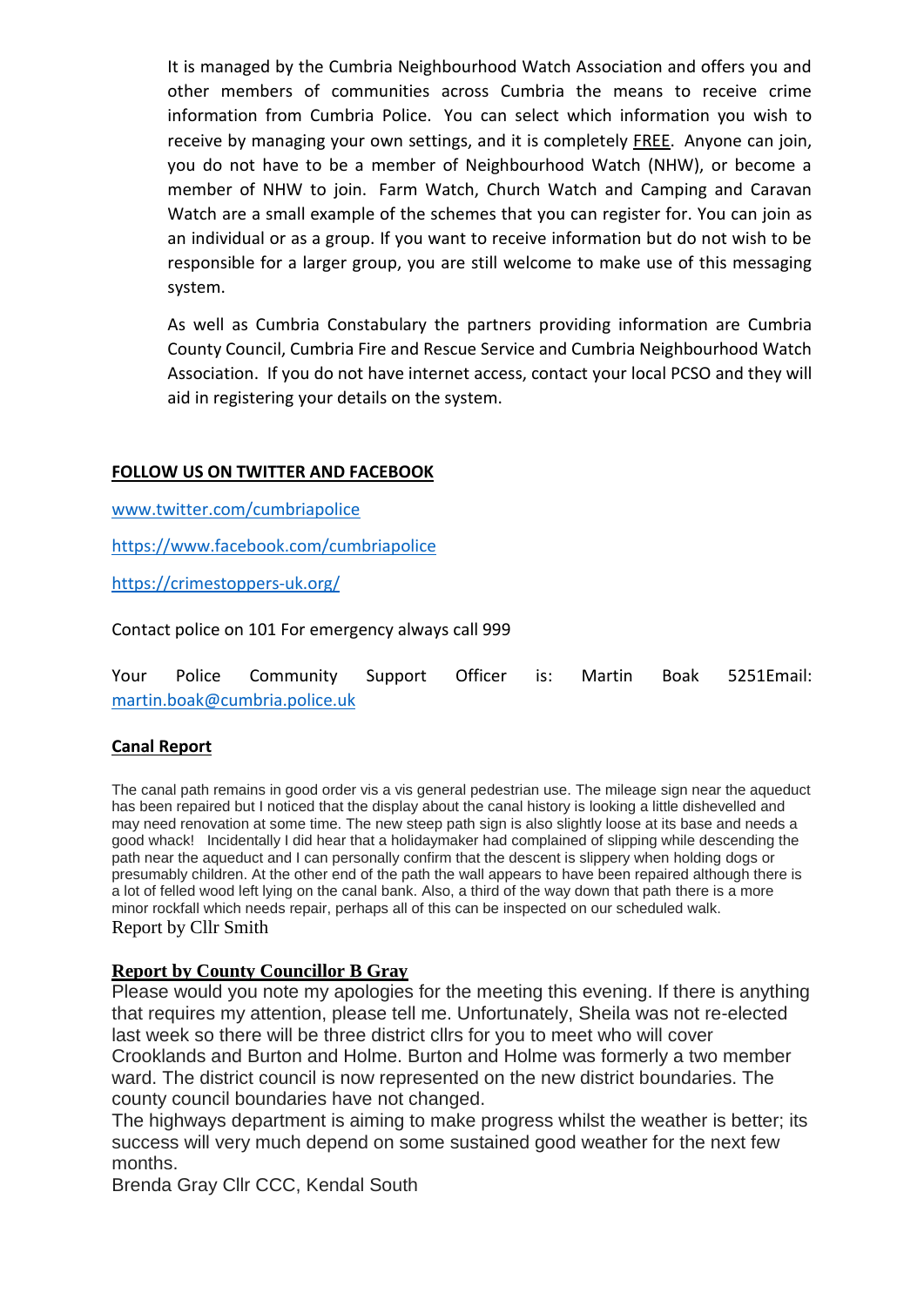It is managed by the Cumbria Neighbourhood Watch Association and offers you and other members of communities across Cumbria the means to receive crime information from Cumbria Police. You can select which information you wish to receive by managing your own settings, and it is completely FREE. Anyone can join, you do not have to be a member of Neighbourhood Watch (NHW), or become a member of NHW to join. Farm Watch, Church Watch and Camping and Caravan Watch are a small example of the schemes that you can register for. You can join as an individual or as a group. If you want to receive information but do not wish to be responsible for a larger group, you are still welcome to make use of this messaging system.

As well as Cumbria Constabulary the partners providing information are Cumbria County Council, Cumbria Fire and Rescue Service and Cumbria Neighbourhood Watch Association. If you do not have internet access, contact your local PCSO and they will aid in registering your details on the system.

**FOLLOW US ON TWITTER AND FACEBOOK**

www.twitter.com/cumbriapolice

https://www.facebook.com/cumbriapolice

https://crimestoppers-uk.org/

Contact police on 101 For emergency always call 999

Your Police Community Support Officer is: Martin Boak 5251Email: martin.boak@cumbria.police.uk

**Canal Report**

The canal path remains in good order vis a vis general pedestrian use. The mileage sign near the aqueduct has been repaired but I noticed that the display about the canal history is looking a little dishevelled and may need renovation at some time. The new steep path sign is also slightly loose at its base and needs a good whack! Incidentally I did hear that a holidaymaker had complained of slipping while descending the path near the aqueduct and I can personally confirm that the descent is slippery when holding dogs or presumably children. At the other end of the path the wall appears to have been repaired although there is a lot of felled wood left lying on the canal bank. Also, a third of the way down that path there is a more minor rockfall which needs repair, perhaps all of this can be inspected on our scheduled walk.
Report by Cllr Smith

**Report by County Councillor B Gray**

Please would you note my apologies for the meeting this evening. If there is anything that requires my attention, please tell me. Unfortunately, Sheila was not re-elected last week so there will be three district cllrs for you to meet who will cover Crooklands and Burton and Holme. Burton and Holme was formerly a two member ward. The district council is now represented on the new district boundaries. The county council boundaries have not changed.
The highways department is aiming to make progress whilst the weather is better; its success will very much depend on some sustained good weather for the next few months.
Brenda Gray Cllr CCC, Kendal South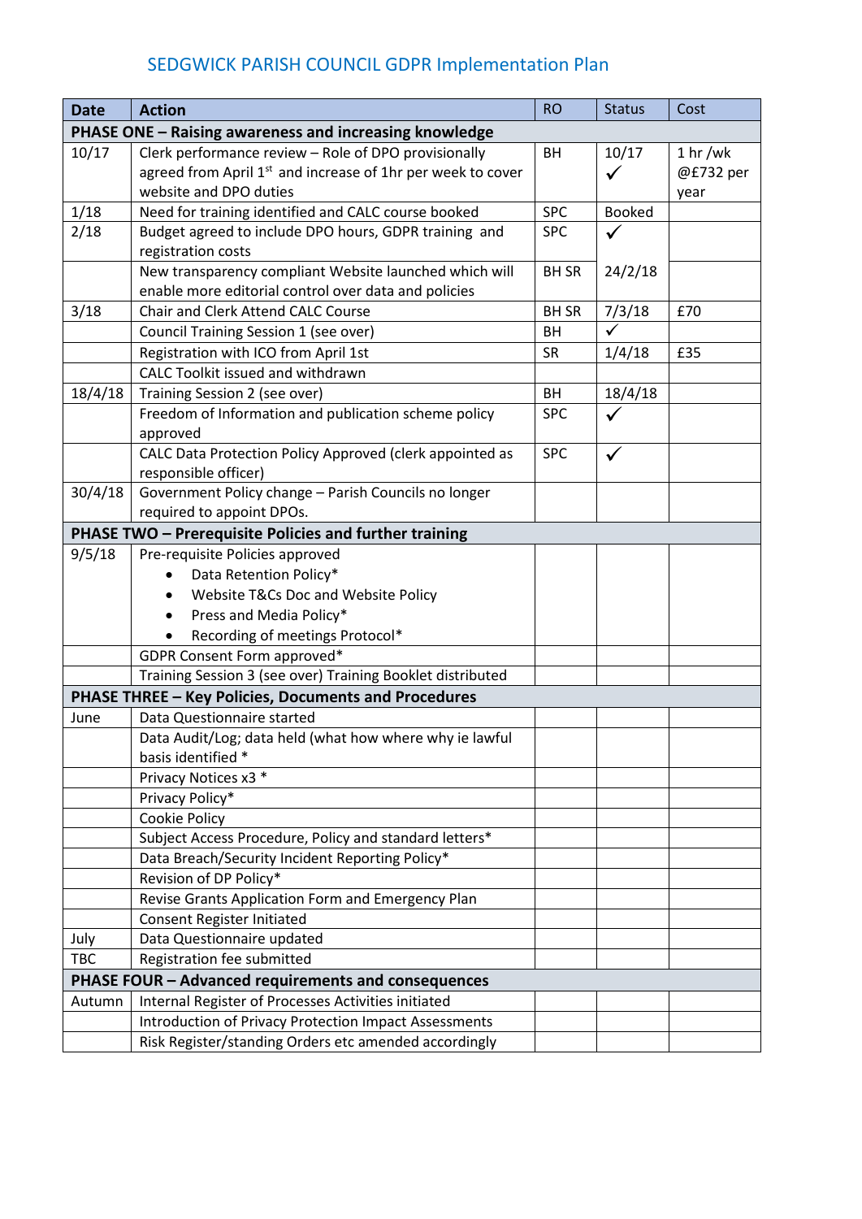# SEDGWICK PARISH COUNCIL GDPR Implementation Plan

| Date | Action | RO | Status | Cost |
|---|---|---|---|---|
| **PHASE ONE – Raising awareness and increasing knowledge** | | | | |
| 10/17 | Clerk performance review – Role of DPO provisionally agreed from April 1st and increase of 1hr per week to cover website and DPO duties | BH | 10/17 ✓ | 1 hr /wk @£732 per year |
| 1/18 | Need for training identified and CALC course booked | SPC | Booked | |
| 2/18 | Budget agreed to include DPO hours, GDPR training and registration costs | SPC | ✓ | |
| | New transparency compliant Website launched which will enable more editorial control over data and policies | BH SR | 24/2/18 | |
| 3/18 | Chair and Clerk Attend CALC Course | BH SR | 7/3/18 | £70 |
| | Council Training Session 1 (see over) | BH | ✓ | |
| | Registration with ICO from April 1st | SR | 1/4/18 | £35 |
| | CALC Toolkit issued and withdrawn | | | |
| 18/4/18 | Training Session 2 (see over) | BH | 18/4/18 | |
| | Freedom of Information and publication scheme policy approved | SPC | ✓ | |
| | CALC Data Protection Policy Approved (clerk appointed as responsible officer) | SPC | ✓ | |
| 30/4/18 | Government Policy change – Parish Councils no longer required to appoint DPOs. | | | |
| **PHASE TWO – Prerequisite Policies and further training** | | | | |
| 9/5/18 | Pre-requisite Policies approved<br>• Data Retention Policy*<br>• Website T&Cs Doc and Website Policy<br>• Press and Media Policy*<br>• Recording of meetings Protocol* | | | |
| | GDPR Consent Form approved* | | | |
| | Training Session 3 (see over) Training Booklet distributed | | | |
| **PHASE THREE – Key Policies, Documents and Procedures** | | | | |
| June | Data Questionnaire started | | | |
| | Data Audit/Log; data held (what how where why ie lawful basis identified * | | | |
| | Privacy Notices x3 * | | | |
| | Privacy Policy* | | | |
| | Cookie Policy | | | |
| | Subject Access Procedure, Policy and standard letters* | | | |
| | Data Breach/Security Incident Reporting Policy* | | | |
| | Revision of DP Policy* | | | |
| | Revise Grants Application Form and Emergency Plan | | | |
| | Consent Register Initiated | | | |
| July | Data Questionnaire updated | | | |
| TBC | Registration fee submitted | | | |
| **PHASE FOUR – Advanced requirements and consequences** | | | | |
| Autumn | Internal Register of Processes Activities initiated | | | |
| | Introduction of Privacy Protection Impact Assessments | | | |
| | Risk Register/standing Orders etc amended accordingly | | | |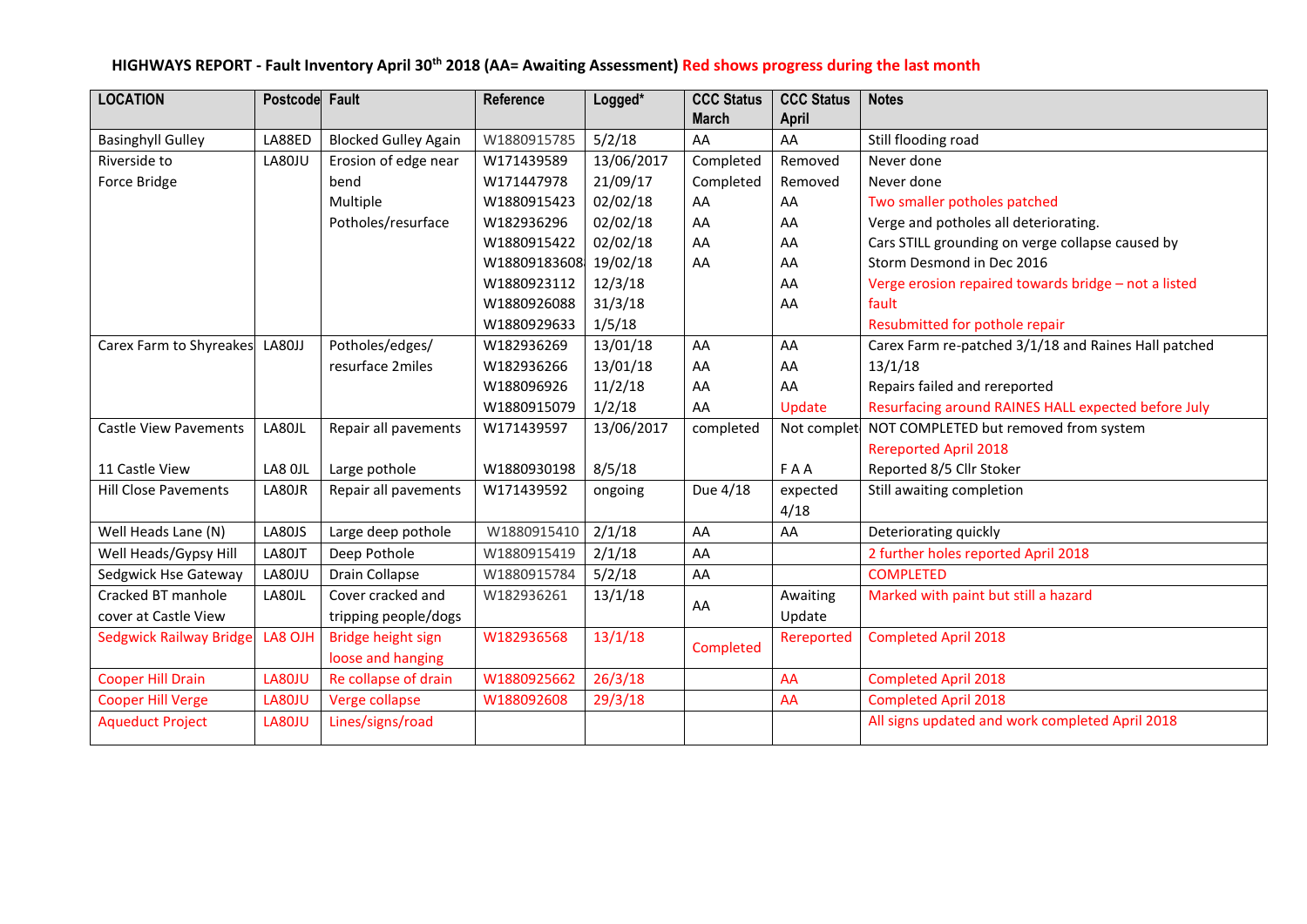**HIGHWAYS REPORT - Fault Inventory April 30th 2018 (AA= Awaiting Assessment) Red shows progress during the last month**

| LOCATION | Postcode | Fault | Reference | Logged* | CCC Status March | CCC Status April | Notes |
|---|---|---|---|---|---|---|---|
| Basinghyll Gulley | LA88ED | Blocked Gulley Again | W1880915785 | 5/2/18 | AA | AA | Still flooding road |
| Riverside to Force Bridge | LA80JU | Erosion of edge near bend Multiple Potholes/resurface | W171439589 | 13/06/2017 | Completed | Removed | Never done |
| | | | W171447978 | 21/09/17 | Completed | Removed | Never done |
| | | | W1880915423 | 02/02/18 | AA | AA | Two smaller potholes patched |
| | | | W182936296 | 02/02/18 | AA | AA | Verge and potholes all deteriorating. |
| | | | W1880915422 | 02/02/18 | AA | AA | Cars STILL grounding on verge collapse caused by |
| | | | W18809183608 | 19/02/18 | AA | AA | Storm Desmond in Dec 2016 |
| | | | W1880923112 | 12/3/18 | | AA | Verge erosion repaired towards bridge – not a listed |
| | | | W1880926088 | 31/3/18 | | AA | fault |
| | | | W1880929633 | 1/5/18 | | | Resubmitted for pothole repair |
| Carex Farm to Shyreakes | LA80JJ | Potholes/edges/ resurface 2miles | W182936269 | 13/01/18 | AA | AA | Carex Farm re-patched 3/1/18 and Raines Hall patched |
| | | | W182936266 | 13/01/18 | AA | AA | 13/1/18 |
| | | | W188096926 | 11/2/18 | AA | AA | Repairs failed and rereported |
| | | | W1880915079 | 1/2/18 | AA | Update | Resurfacing around RAINES HALL expected before July |
| Castle View Pavements | LA80JL | Repair all pavements | W171439597 | 13/06/2017 | completed | Not complet | NOT COMPLETED but removed from system Rereported April 2018 |
| 11 Castle View | LA8 0JL | Large pothole | W1880930198 | 8/5/18 | | F A A | Reported 8/5 Cllr Stoker |
| Hill Close Pavements | LA80JR | Repair all pavements | W171439592 | ongoing | Due 4/18 | expected 4/18 | Still awaiting completion |
| Well Heads Lane (N) | LA80JS | Large deep pothole | W1880915410 | 2/1/18 | AA | AA | Deteriorating quickly |
| Well Heads/Gypsy Hill | LA80JT | Deep Pothole | W1880915419 | 2/1/18 | AA | | 2 further holes reported April 2018 |
| Sedgwick Hse Gateway | LA80JU | Drain Collapse | W1880915784 | 5/2/18 | AA | | COMPLETED |
| Cracked BT manhole cover at Castle View | LA80JL | Cover cracked and tripping people/dogs | W182936261 | 13/1/18 | AA | Awaiting Update | Marked with paint but still a hazard |
| Sedgwick Railway Bridge | LA8 OJH | Bridge height sign loose and hanging | W182936568 | 13/1/18 | Completed | Rereported | Completed April 2018 |
| Cooper Hill Drain | LA80JU | Re collapse of drain | W1880925662 | 26/3/18 | | AA | Completed April 2018 |
| Cooper Hill Verge | LA80JU | Verge collapse | W188092608 | 29/3/18 | | AA | Completed April 2018 |
| Aqueduct Project | LA80JU | Lines/signs/road | | | | | All signs updated and work completed April 2018 |